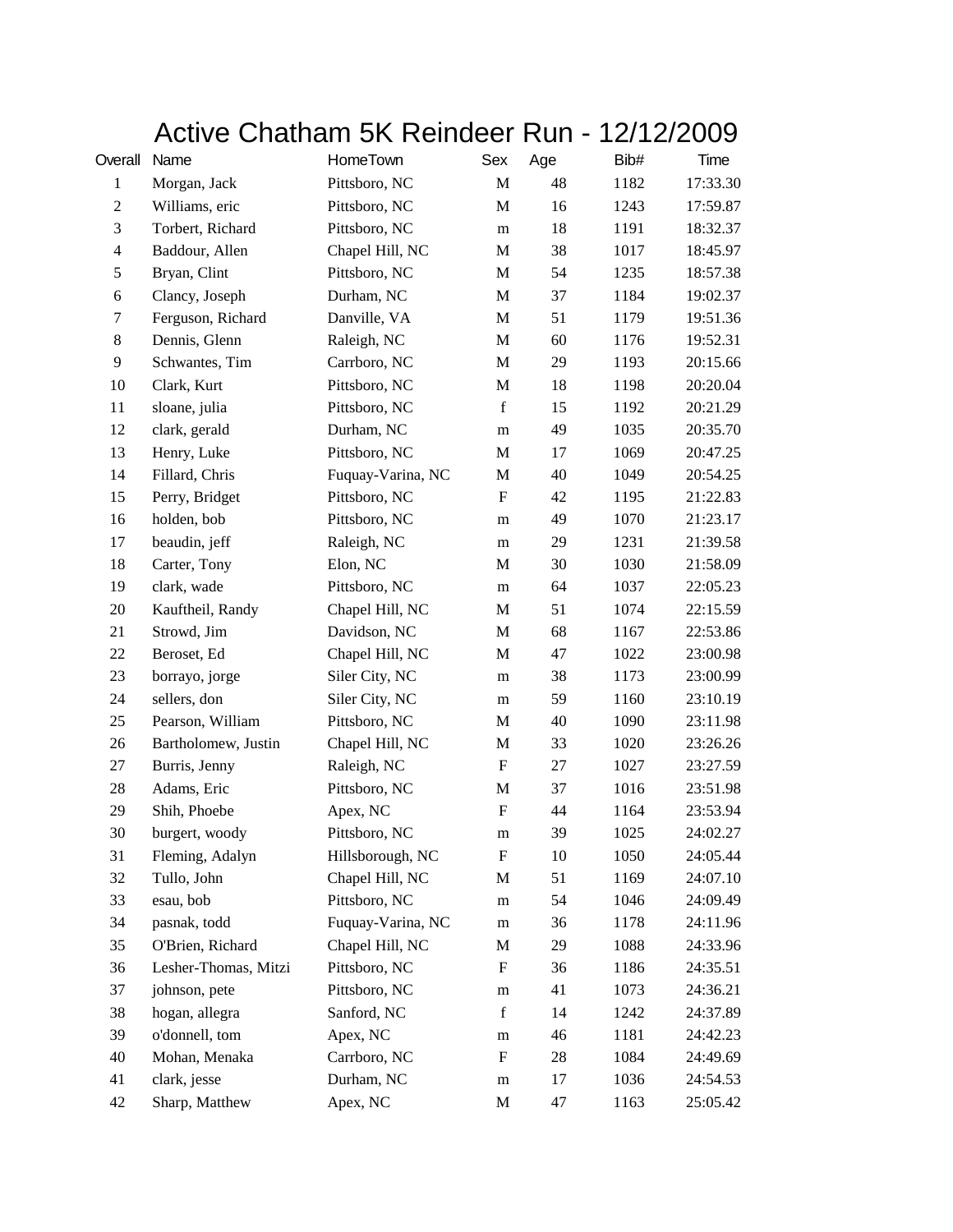# Active Chatham 5K Reindeer Run - 12/12/2009

| Overall | Name | HomeTown | Sex | Age | Bib# | Time |
|---|---|---|---|---|---|---|
| 1 | Morgan, Jack | Pittsboro, NC | M | 48 | 1182 | 17:33.30 |
| 2 | Williams, eric | Pittsboro, NC | M | 16 | 1243 | 17:59.87 |
| 3 | Torbert, Richard | Pittsboro, NC | m | 18 | 1191 | 18:32.37 |
| 4 | Baddour, Allen | Chapel Hill, NC | M | 38 | 1017 | 18:45.97 |
| 5 | Bryan, Clint | Pittsboro, NC | M | 54 | 1235 | 18:57.38 |
| 6 | Clancy, Joseph | Durham, NC | M | 37 | 1184 | 19:02.37 |
| 7 | Ferguson, Richard | Danville, VA | M | 51 | 1179 | 19:51.36 |
| 8 | Dennis, Glenn | Raleigh, NC | M | 60 | 1176 | 19:52.31 |
| 9 | Schwantes, Tim | Carrboro, NC | M | 29 | 1193 | 20:15.66 |
| 10 | Clark, Kurt | Pittsboro, NC | M | 18 | 1198 | 20:20.04 |
| 11 | sloane, julia | Pittsboro, NC | f | 15 | 1192 | 20:21.29 |
| 12 | clark, gerald | Durham, NC | m | 49 | 1035 | 20:35.70 |
| 13 | Henry, Luke | Pittsboro, NC | M | 17 | 1069 | 20:47.25 |
| 14 | Fillard, Chris | Fuquay-Varina, NC | M | 40 | 1049 | 20:54.25 |
| 15 | Perry, Bridget | Pittsboro, NC | F | 42 | 1195 | 21:22.83 |
| 16 | holden, bob | Pittsboro, NC | m | 49 | 1070 | 21:23.17 |
| 17 | beaudin, jeff | Raleigh, NC | m | 29 | 1231 | 21:39.58 |
| 18 | Carter, Tony | Elon, NC | M | 30 | 1030 | 21:58.09 |
| 19 | clark, wade | Pittsboro, NC | m | 64 | 1037 | 22:05.23 |
| 20 | Kauftheil, Randy | Chapel Hill, NC | M | 51 | 1074 | 22:15.59 |
| 21 | Strowd, Jim | Davidson, NC | M | 68 | 1167 | 22:53.86 |
| 22 | Beroset, Ed | Chapel Hill, NC | M | 47 | 1022 | 23:00.98 |
| 23 | borrayo, jorge | Siler City, NC | m | 38 | 1173 | 23:00.99 |
| 24 | sellers, don | Siler City, NC | m | 59 | 1160 | 23:10.19 |
| 25 | Pearson, William | Pittsboro, NC | M | 40 | 1090 | 23:11.98 |
| 26 | Bartholomew, Justin | Chapel Hill, NC | M | 33 | 1020 | 23:26.26 |
| 27 | Burris, Jenny | Raleigh, NC | F | 27 | 1027 | 23:27.59 |
| 28 | Adams, Eric | Pittsboro, NC | M | 37 | 1016 | 23:51.98 |
| 29 | Shih, Phoebe | Apex, NC | F | 44 | 1164 | 23:53.94 |
| 30 | burgert, woody | Pittsboro, NC | m | 39 | 1025 | 24:02.27 |
| 31 | Fleming, Adalyn | Hillsborough, NC | F | 10 | 1050 | 24:05.44 |
| 32 | Tullo, John | Chapel Hill, NC | M | 51 | 1169 | 24:07.10 |
| 33 | esau, bob | Pittsboro, NC | m | 54 | 1046 | 24:09.49 |
| 34 | pasnak, todd | Fuquay-Varina, NC | m | 36 | 1178 | 24:11.96 |
| 35 | O'Brien, Richard | Chapel Hill, NC | M | 29 | 1088 | 24:33.96 |
| 36 | Lesher-Thomas, Mitzi | Pittsboro, NC | F | 36 | 1186 | 24:35.51 |
| 37 | johnson, pete | Pittsboro, NC | m | 41 | 1073 | 24:36.21 |
| 38 | hogan, allegra | Sanford, NC | f | 14 | 1242 | 24:37.89 |
| 39 | o'donnell, tom | Apex, NC | m | 46 | 1181 | 24:42.23 |
| 40 | Mohan, Menaka | Carrboro, NC | F | 28 | 1084 | 24:49.69 |
| 41 | clark, jesse | Durham, NC | m | 17 | 1036 | 24:54.53 |
| 42 | Sharp, Matthew | Apex, NC | M | 47 | 1163 | 25:05.42 |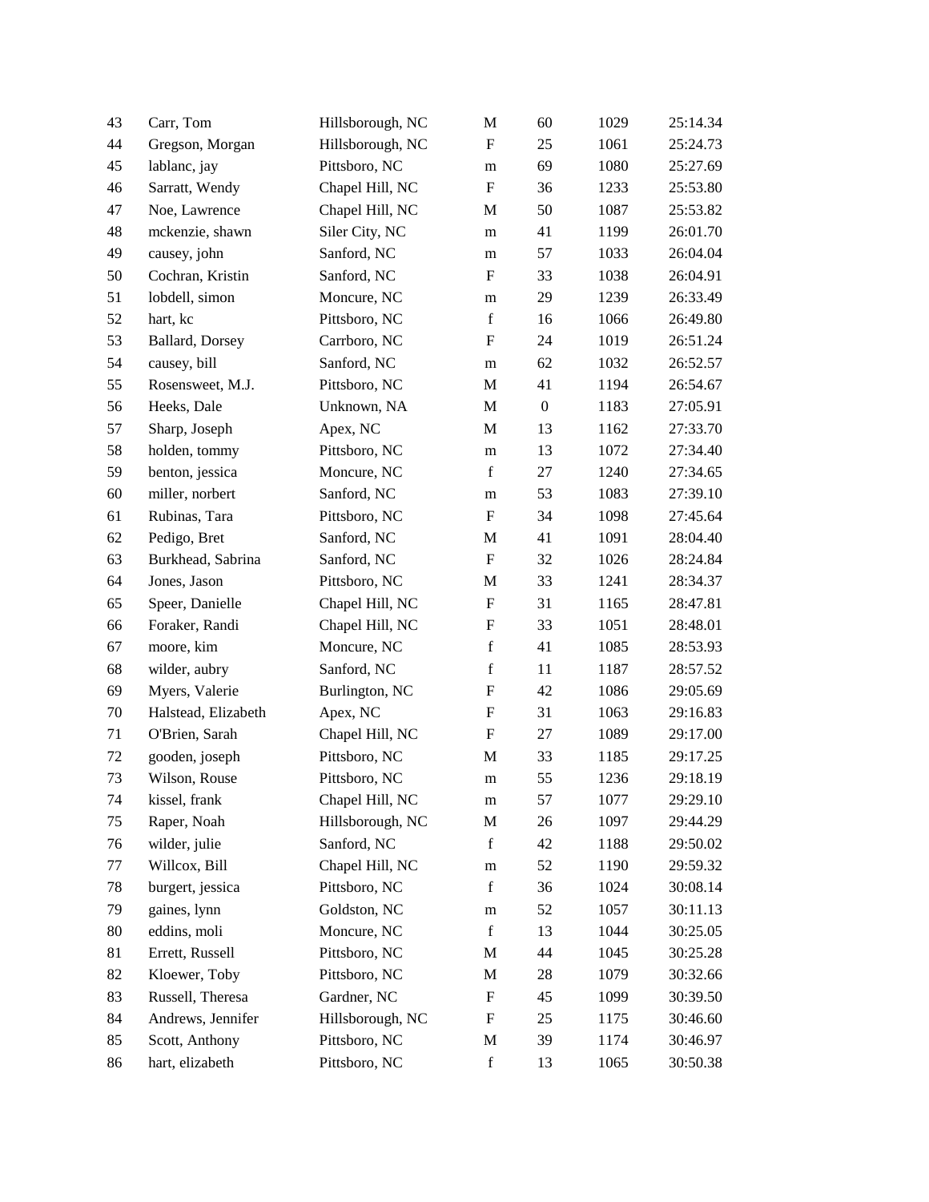| | | | | | | |
|---|---|---|---|---|---|---|
| 43 | Carr, Tom | Hillsborough, NC | M | 60 | 1029 | 25:14.34 |
| 44 | Gregson, Morgan | Hillsborough, NC | F | 25 | 1061 | 25:24.73 |
| 45 | lablanc, jay | Pittsboro, NC | m | 69 | 1080 | 25:27.69 |
| 46 | Sarratt, Wendy | Chapel Hill, NC | F | 36 | 1233 | 25:53.80 |
| 47 | Noe, Lawrence | Chapel Hill, NC | M | 50 | 1087 | 25:53.82 |
| 48 | mckenzie, shawn | Siler City, NC | m | 41 | 1199 | 26:01.70 |
| 49 | causey, john | Sanford, NC | m | 57 | 1033 | 26:04.04 |
| 50 | Cochran, Kristin | Sanford, NC | F | 33 | 1038 | 26:04.91 |
| 51 | lobdell, simon | Moncure, NC | m | 29 | 1239 | 26:33.49 |
| 52 | hart, kc | Pittsboro, NC | f | 16 | 1066 | 26:49.80 |
| 53 | Ballard, Dorsey | Carrboro, NC | F | 24 | 1019 | 26:51.24 |
| 54 | causey, bill | Sanford, NC | m | 62 | 1032 | 26:52.57 |
| 55 | Rosensweet, M.J. | Pittsboro, NC | M | 41 | 1194 | 26:54.67 |
| 56 | Heeks, Dale | Unknown, NA | M | 0 | 1183 | 27:05.91 |
| 57 | Sharp, Joseph | Apex, NC | M | 13 | 1162 | 27:33.70 |
| 58 | holden, tommy | Pittsboro, NC | m | 13 | 1072 | 27:34.40 |
| 59 | benton, jessica | Moncure, NC | f | 27 | 1240 | 27:34.65 |
| 60 | miller, norbert | Sanford, NC | m | 53 | 1083 | 27:39.10 |
| 61 | Rubinas, Tara | Pittsboro, NC | F | 34 | 1098 | 27:45.64 |
| 62 | Pedigo, Bret | Sanford, NC | M | 41 | 1091 | 28:04.40 |
| 63 | Burkhead, Sabrina | Sanford, NC | F | 32 | 1026 | 28:24.84 |
| 64 | Jones, Jason | Pittsboro, NC | M | 33 | 1241 | 28:34.37 |
| 65 | Speer, Danielle | Chapel Hill, NC | F | 31 | 1165 | 28:47.81 |
| 66 | Foraker, Randi | Chapel Hill, NC | F | 33 | 1051 | 28:48.01 |
| 67 | moore, kim | Moncure, NC | f | 41 | 1085 | 28:53.93 |
| 68 | wilder, aubry | Sanford, NC | f | 11 | 1187 | 28:57.52 |
| 69 | Myers, Valerie | Burlington, NC | F | 42 | 1086 | 29:05.69 |
| 70 | Halstead, Elizabeth | Apex, NC | F | 31 | 1063 | 29:16.83 |
| 71 | O'Brien, Sarah | Chapel Hill, NC | F | 27 | 1089 | 29:17.00 |
| 72 | gooden, joseph | Pittsboro, NC | M | 33 | 1185 | 29:17.25 |
| 73 | Wilson, Rouse | Pittsboro, NC | m | 55 | 1236 | 29:18.19 |
| 74 | kissel, frank | Chapel Hill, NC | m | 57 | 1077 | 29:29.10 |
| 75 | Raper, Noah | Hillsborough, NC | M | 26 | 1097 | 29:44.29 |
| 76 | wilder, julie | Sanford, NC | f | 42 | 1188 | 29:50.02 |
| 77 | Willcox, Bill | Chapel Hill, NC | m | 52 | 1190 | 29:59.32 |
| 78 | burgert, jessica | Pittsboro, NC | f | 36 | 1024 | 30:08.14 |
| 79 | gaines, lynn | Goldston, NC | m | 52 | 1057 | 30:11.13 |
| 80 | eddins, moli | Moncure, NC | f | 13 | 1044 | 30:25.05 |
| 81 | Errett, Russell | Pittsboro, NC | M | 44 | 1045 | 30:25.28 |
| 82 | Kloewer, Toby | Pittsboro, NC | M | 28 | 1079 | 30:32.66 |
| 83 | Russell, Theresa | Gardner, NC | F | 45 | 1099 | 30:39.50 |
| 84 | Andrews, Jennifer | Hillsborough, NC | F | 25 | 1175 | 30:46.60 |
| 85 | Scott, Anthony | Pittsboro, NC | M | 39 | 1174 | 30:46.97 |
| 86 | hart, elizabeth | Pittsboro, NC | f | 13 | 1065 | 30:50.38 |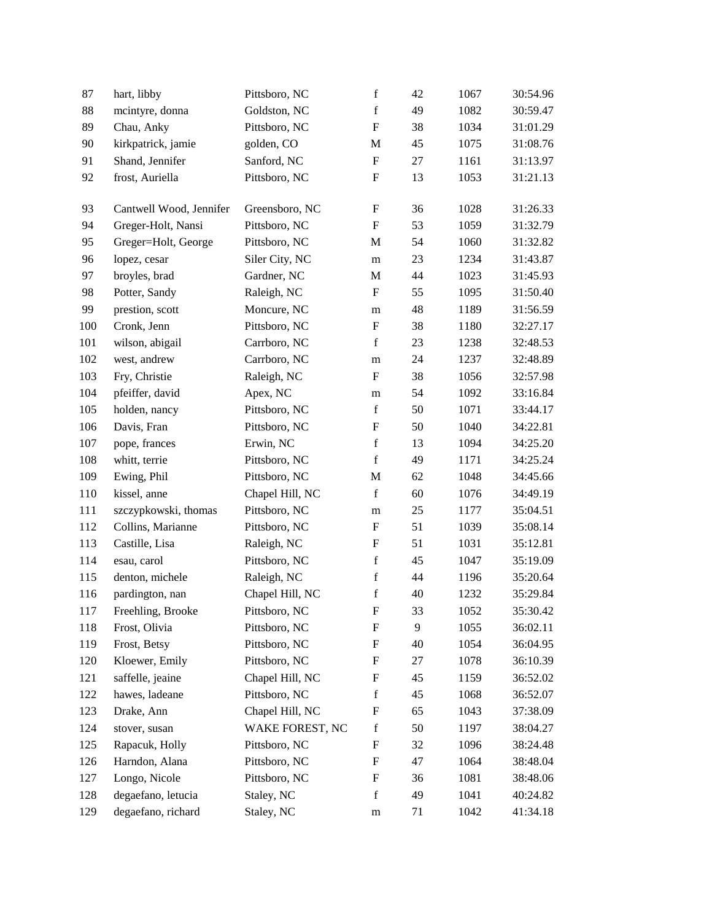| | | | | | | |
|---|---|---|---|---|---|---|
| 87 | hart, libby | Pittsboro, NC | f | 42 | 1067 | 30:54.96 |
| 88 | mcintyre, donna | Goldston, NC | f | 49 | 1082 | 30:59.47 |
| 89 | Chau, Anky | Pittsboro, NC | F | 38 | 1034 | 31:01.29 |
| 90 | kirkpatrick, jamie | golden, CO | M | 45 | 1075 | 31:08.76 |
| 91 | Shand, Jennifer | Sanford, NC | F | 27 | 1161 | 31:13.97 |
| 92 | frost, Auriella | Pittsboro, NC | F | 13 | 1053 | 31:21.13 |
| 93 | Cantwell Wood, Jennifer | Greensboro, NC | F | 36 | 1028 | 31:26.33 |
| 94 | Greger-Holt, Nansi | Pittsboro, NC | F | 53 | 1059 | 31:32.79 |
| 95 | Greger=Holt, George | Pittsboro, NC | M | 54 | 1060 | 31:32.82 |
| 96 | lopez, cesar | Siler City, NC | m | 23 | 1234 | 31:43.87 |
| 97 | broyles, brad | Gardner, NC | M | 44 | 1023 | 31:45.93 |
| 98 | Potter, Sandy | Raleigh, NC | F | 55 | 1095 | 31:50.40 |
| 99 | prestion, scott | Moncure, NC | m | 48 | 1189 | 31:56.59 |
| 100 | Cronk, Jenn | Pittsboro, NC | F | 38 | 1180 | 32:27.17 |
| 101 | wilson, abigail | Carrboro, NC | f | 23 | 1238 | 32:48.53 |
| 102 | west, andrew | Carrboro, NC | m | 24 | 1237 | 32:48.89 |
| 103 | Fry, Christie | Raleigh, NC | F | 38 | 1056 | 32:57.98 |
| 104 | pfeiffer, david | Apex, NC | m | 54 | 1092 | 33:16.84 |
| 105 | holden, nancy | Pittsboro, NC | f | 50 | 1071 | 33:44.17 |
| 106 | Davis, Fran | Pittsboro, NC | F | 50 | 1040 | 34:22.81 |
| 107 | pope, frances | Erwin, NC | f | 13 | 1094 | 34:25.20 |
| 108 | whitt, terrie | Pittsboro, NC | f | 49 | 1171 | 34:25.24 |
| 109 | Ewing, Phil | Pittsboro, NC | M | 62 | 1048 | 34:45.66 |
| 110 | kissel, anne | Chapel Hill, NC | f | 60 | 1076 | 34:49.19 |
| 111 | szczypkowski, thomas | Pittsboro, NC | m | 25 | 1177 | 35:04.51 |
| 112 | Collins, Marianne | Pittsboro, NC | F | 51 | 1039 | 35:08.14 |
| 113 | Castille, Lisa | Raleigh, NC | F | 51 | 1031 | 35:12.81 |
| 114 | esau, carol | Pittsboro, NC | f | 45 | 1047 | 35:19.09 |
| 115 | denton, michele | Raleigh, NC | f | 44 | 1196 | 35:20.64 |
| 116 | pardington, nan | Chapel Hill, NC | f | 40 | 1232 | 35:29.84 |
| 117 | Freehling, Brooke | Pittsboro, NC | F | 33 | 1052 | 35:30.42 |
| 118 | Frost, Olivia | Pittsboro, NC | F | 9 | 1055 | 36:02.11 |
| 119 | Frost, Betsy | Pittsboro, NC | F | 40 | 1054 | 36:04.95 |
| 120 | Kloewer, Emily | Pittsboro, NC | F | 27 | 1078 | 36:10.39 |
| 121 | saffelle, jeaine | Chapel Hill, NC | F | 45 | 1159 | 36:52.02 |
| 122 | hawes, ladeane | Pittsboro, NC | f | 45 | 1068 | 36:52.07 |
| 123 | Drake, Ann | Chapel Hill, NC | F | 65 | 1043 | 37:38.09 |
| 124 | stover, susan | WAKE FOREST, NC | f | 50 | 1197 | 38:04.27 |
| 125 | Rapacuk, Holly | Pittsboro, NC | F | 32 | 1096 | 38:24.48 |
| 126 | Harndon, Alana | Pittsboro, NC | F | 47 | 1064 | 38:48.04 |
| 127 | Longo, Nicole | Pittsboro, NC | F | 36 | 1081 | 38:48.06 |
| 128 | degaefano, letucia | Staley, NC | f | 49 | 1041 | 40:24.82 |
| 129 | degaefano, richard | Staley, NC | m | 71 | 1042 | 41:34.18 |